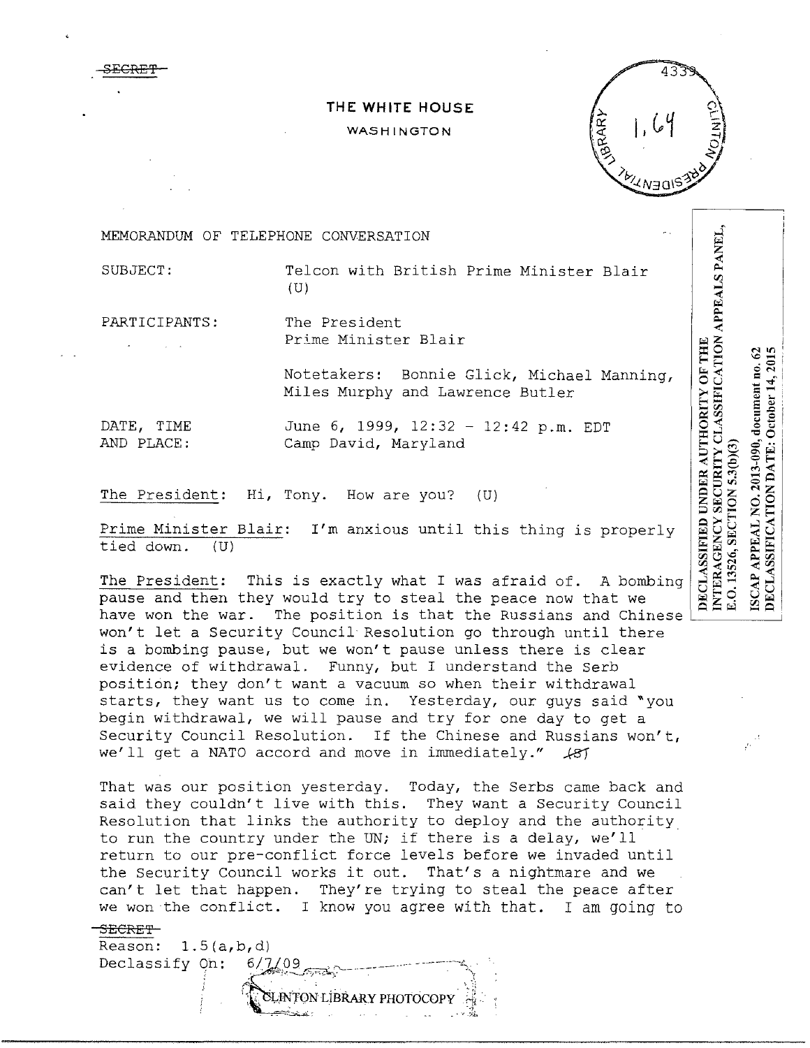~~SECRET~~

# THE WHITE HOUSE

WASHINGTON

MEMORANDUM OF TELEPHONE CONVERSATION

SUBJECT: Telcon with British Prime Minister Blair (U)

PARTICIPANTS: The President
Prime Minister Blair

Notetakers: Bonnie Glick, Michael Manning, Miles Murphy and Lawrence Butler

DATE, TIME AND PLACE: June 6, 1999, 12:32 - 12:42 p.m. EDT
Camp David, Maryland

DECLASSIFIED UNDER AUTHORITY OF THE INTERAGENCY SECURITY CLASSIFICATION APPEALS PANEL, E.O. 13526, SECTION 5.3(b)(3)

ISCAP APPEAL NO. 2013-090, document no. 62
DECLASSIFICATION DATE: October 14, 2015

The President: Hi, Tony. How are you? (U)

Prime Minister Blair: I'm anxious until this thing is properly tied down. (U)

The President: This is exactly what I was afraid of. A bombing pause and then they would try to steal the peace now that we have won the war. The position is that the Russians and Chinese won't let a Security Council Resolution go through until there is a bombing pause, but we won't pause unless there is clear evidence of withdrawal. Funny, but I understand the Serb position; they don't want a vacuum so when their withdrawal starts, they want us to come in. Yesterday, our guys said "you begin withdrawal, we will pause and try for one day to get a Security Council Resolution. If the Chinese and Russians won't, we'll get a NATO accord and move in immediately." (S)

That was our position yesterday. Today, the Serbs came back and said they couldn't live with this. They want a Security Council Resolution that links the authority to deploy and the authority to run the country under the UN; if there is a delay, we'll return to our pre-conflict force levels before we invaded until the Security Council works it out. That's a nightmare and we can't let that happen. They're trying to steal the peace after we won the conflict. I know you agree with that. I am going to

~~SECRET~~

Reason: 1.5(a,b,d)
Declassify On: 6/7/09

CLINTON LIBRARY PHOTOCOPY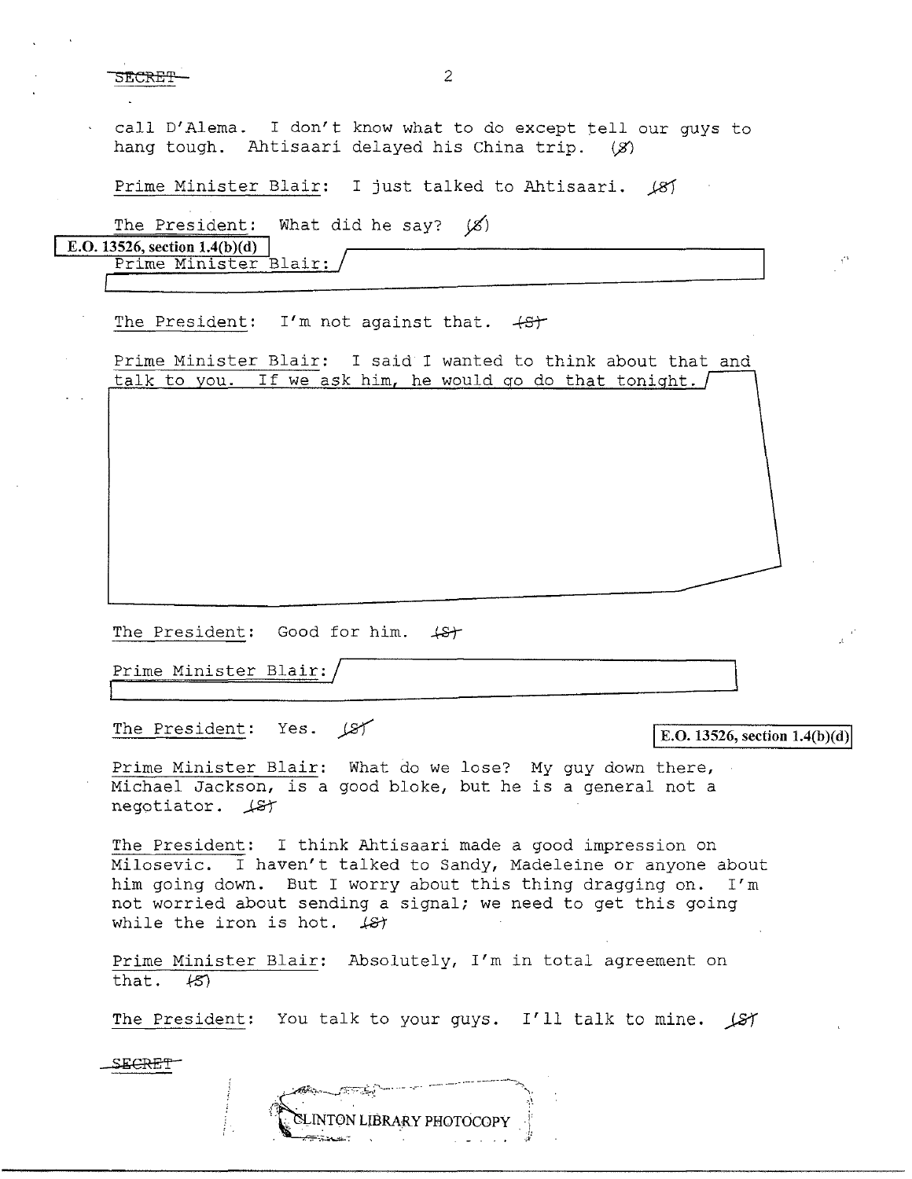SECRET

call D'Alema. I don't know what to do except tell our guys to hang tough. Ahtisaari delayed his China trip. (S)

Prime Minister Blair: I just talked to Ahtisaari. (S)

The President: What did he say? (S)

E.O. 13526, section 1.4(b)(d)

Prime Minister Blair:

The President: I'm not against that. (S)

Prime Minister Blair: I said I wanted to think about that and talk to you. If we ask him, he would go do that tonight.

The President: Good for him. (S)

Prime Minister Blair:

The President: Yes. (S)

E.O. 13526, section 1.4(b)(d)

Prime Minister Blair: What do we lose? My guy down there, Michael Jackson, is a good bloke, but he is a general not a negotiator. (S)

The President: I think Ahtisaari made a good impression on Milosevic. I haven't talked to Sandy, Madeleine or anyone about him going down. But I worry about this thing dragging on. I'm not worried about sending a signal; we need to get this going while the iron is hot. (S)

Prime Minister Blair: Absolutely, I'm in total agreement on that. (S)

The President: You talk to your guys. I'll talk to mine. (S)

SECRET

CLINTON LIBRARY PHOTOCOPY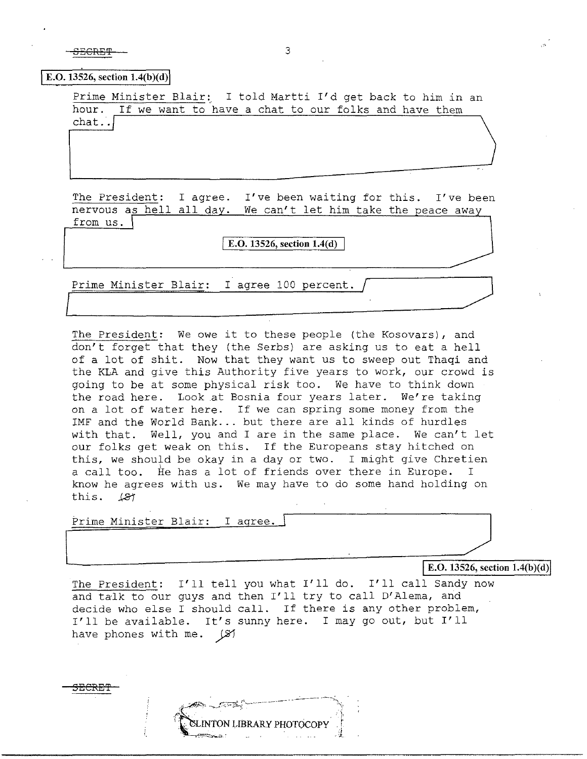~~SECRET~~

E.O. 13526, section 1.4(b)(d)

Prime Minister Blair: I told Martti I'd get back to him in an hour. If we want to have a chat to our folks and have them chat..

The President: I agree. I've been waiting for this. I've been nervous as hell all day. We can't let him take the peace away from us.

E.O. 13526, section 1.4(d)

Prime Minister Blair: I agree 100 percent.

The President: We owe it to these people (the Kosovars), and don't forget that they (the Serbs) are asking us to eat a hell of a lot of shit. Now that they want us to sweep out Thaqi and the KLA and give this Authority five years to work, our crowd is going to be at some physical risk too. We have to think down the road here. Look at Bosnia four years later. We're taking on a lot of water here. If we can spring some money from the IMF and the World Bank... but there are all kinds of hurdles with that. Well, you and I are in the same place. We can't let our folks get weak on this. If the Europeans stay hitched on this, we should be okay in a day or two. I might give Chretien a call too. He has a lot of friends over there in Europe. I know he agrees with us. We may have to do some hand holding on this. (S)

Prime Minister Blair: I agree.

E.O. 13526, section 1.4(b)(d)

The President: I'll tell you what I'll do. I'll call Sandy now and talk to our guys and then I'll try to call D'Alema, and decide who else I should call. If there is any other problem, I'll be available. It's sunny here. I may go out, but I'll have phones with me. (S)

~~SECRET~~

CLINTON LIBRARY PHOTOCOPY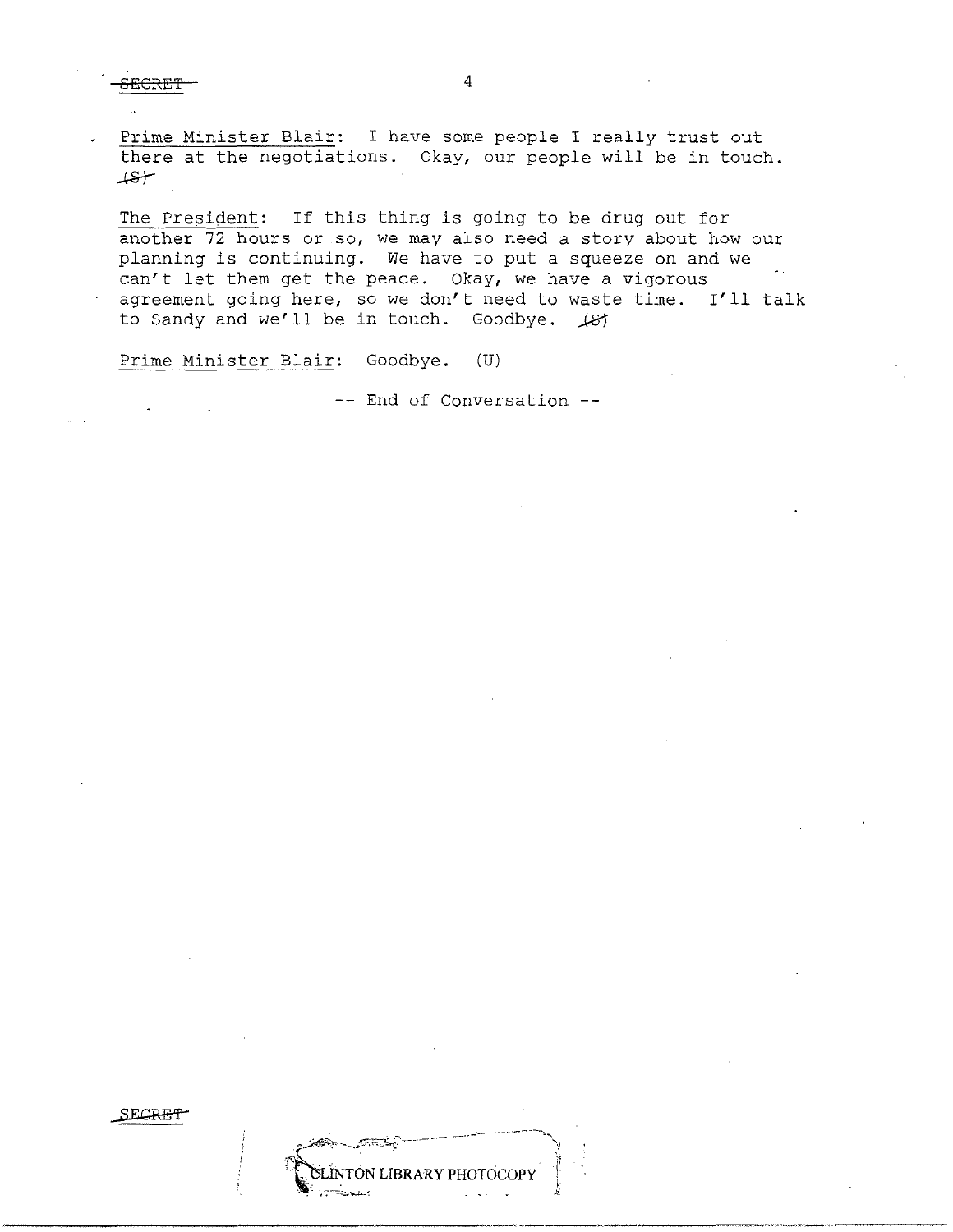Prime Minister Blair: I have some people I really trust out there at the negotiations. Okay, our people will be in touch. (S)

The President: If this thing is going to be drug out for another 72 hours or so, we may also need a story about how our planning is continuing. We have to put a squeeze on and we can't let them get the peace. Okay, we have a vigorous agreement going here, so we don't need to waste time. I'll talk to Sandy and we'll be in touch. Goodbye. (S)

Prime Minister Blair: Goodbye. (U)

-- End of Conversation --